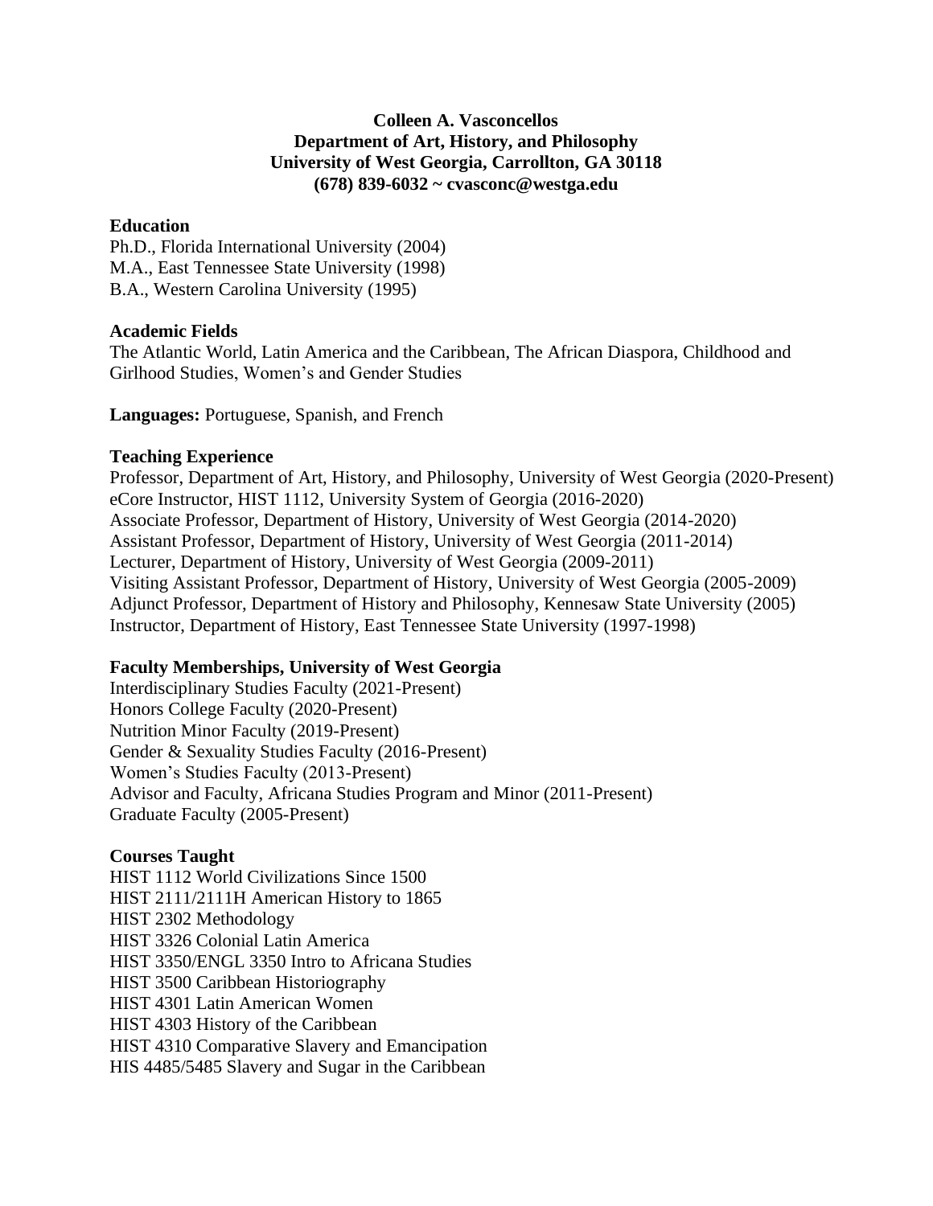**Colleen A. Vasconcellos**
**Department of Art, History, and Philosophy**
**University of West Georgia, Carrollton, GA 30118**
**(678) 839-6032 ~ cvasconc@westga.edu**

## Education

Ph.D., Florida International University (2004)
M.A., East Tennessee State University (1998)
B.A., Western Carolina University (1995)

## Academic Fields

The Atlantic World, Latin America and the Caribbean, The African Diaspora, Childhood and Girlhood Studies, Women's and Gender Studies

**Languages:** Portuguese, Spanish, and French

## Teaching Experience

Professor, Department of Art, History, and Philosophy, University of West Georgia (2020-Present)
eCore Instructor, HIST 1112, University System of Georgia (2016-2020)
Associate Professor, Department of History, University of West Georgia (2014-2020)
Assistant Professor, Department of History, University of West Georgia (2011-2014)
Lecturer, Department of History, University of West Georgia (2009-2011)
Visiting Assistant Professor, Department of History, University of West Georgia (2005-2009)
Adjunct Professor, Department of History and Philosophy, Kennesaw State University (2005)
Instructor, Department of History, East Tennessee State University (1997-1998)

## Faculty Memberships, University of West Georgia

Interdisciplinary Studies Faculty (2021-Present)
Honors College Faculty (2020-Present)
Nutrition Minor Faculty (2019-Present)
Gender & Sexuality Studies Faculty (2016-Present)
Women's Studies Faculty (2013-Present)
Advisor and Faculty, Africana Studies Program and Minor (2011-Present)
Graduate Faculty (2005-Present)

## Courses Taught

HIST 1112 World Civilizations Since 1500
HIST 2111/2111H American History to 1865
HIST 2302 Methodology
HIST 3326 Colonial Latin America
HIST 3350/ENGL 3350 Intro to Africana Studies
HIST 3500 Caribbean Historiography
HIST 4301 Latin American Women
HIST 4303 History of the Caribbean
HIST 4310 Comparative Slavery and Emancipation
HIS 4485/5485 Slavery and Sugar in the Caribbean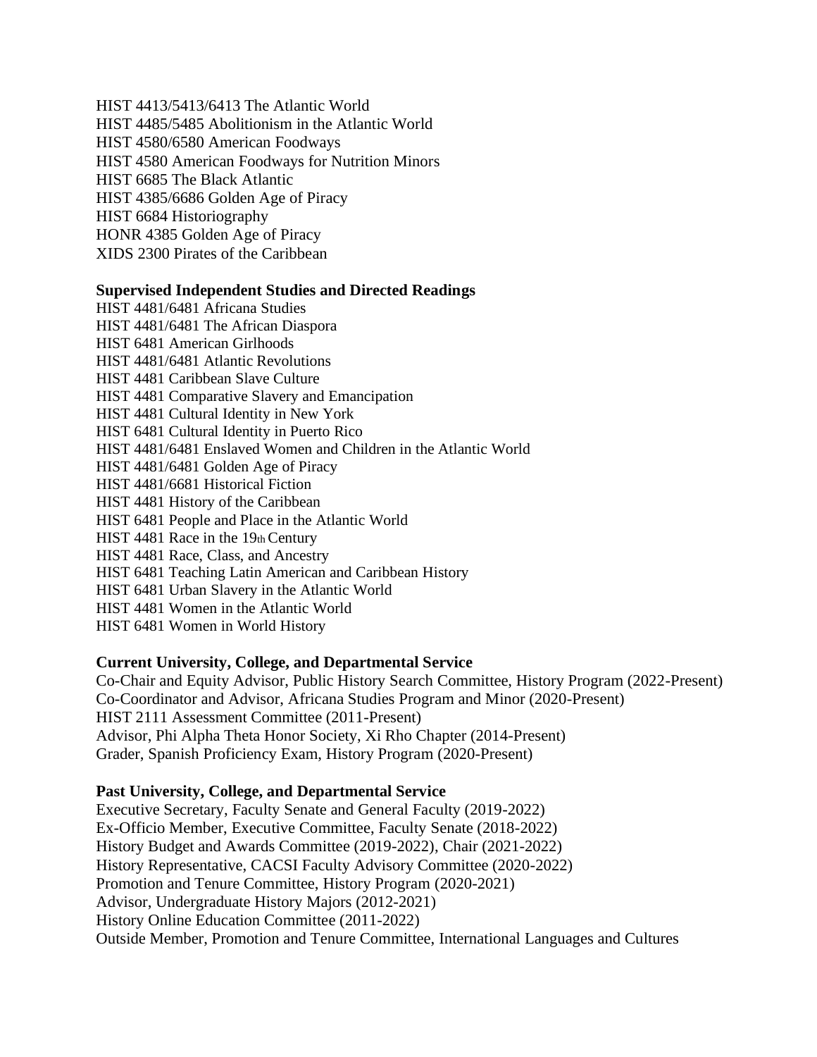HIST 4413/5413/6413 The Atlantic World
HIST 4485/5485 Abolitionism in the Atlantic World
HIST 4580/6580 American Foodways
HIST 4580 American Foodways for Nutrition Minors
HIST 6685 The Black Atlantic
HIST 4385/6686 Golden Age of Piracy
HIST 6684 Historiography
HONR 4385 Golden Age of Piracy
XIDS 2300 Pirates of the Caribbean

**Supervised Independent Studies and Directed Readings**

HIST 4481/6481 Africana Studies
HIST 4481/6481 The African Diaspora
HIST 6481 American Girlhoods
HIST 4481/6481 Atlantic Revolutions
HIST 4481 Caribbean Slave Culture
HIST 4481 Comparative Slavery and Emancipation
HIST 4481 Cultural Identity in New York
HIST 6481 Cultural Identity in Puerto Rico
HIST 4481/6481 Enslaved Women and Children in the Atlantic World
HIST 4481/6481 Golden Age of Piracy
HIST 4481/6681 Historical Fiction
HIST 4481 History of the Caribbean
HIST 6481 People and Place in the Atlantic World
HIST 4481 Race in the 19th Century
HIST 4481 Race, Class, and Ancestry
HIST 6481 Teaching Latin American and Caribbean History
HIST 6481 Urban Slavery in the Atlantic World
HIST 4481 Women in the Atlantic World
HIST 6481 Women in World History

**Current University, College, and Departmental Service**

Co-Chair and Equity Advisor, Public History Search Committee, History Program (2022-Present)
Co-Coordinator and Advisor, Africana Studies Program and Minor (2020-Present)
HIST 2111 Assessment Committee (2011-Present)
Advisor, Phi Alpha Theta Honor Society, Xi Rho Chapter (2014-Present)
Grader, Spanish Proficiency Exam, History Program (2020-Present)

**Past University, College, and Departmental Service**

Executive Secretary, Faculty Senate and General Faculty (2019-2022)
Ex-Officio Member, Executive Committee, Faculty Senate (2018-2022)
History Budget and Awards Committee (2019-2022), Chair (2021-2022)
History Representative, CACSI Faculty Advisory Committee (2020-2022)
Promotion and Tenure Committee, History Program (2020-2021)
Advisor, Undergraduate History Majors (2012-2021)
History Online Education Committee (2011-2022)
Outside Member, Promotion and Tenure Committee, International Languages and Cultures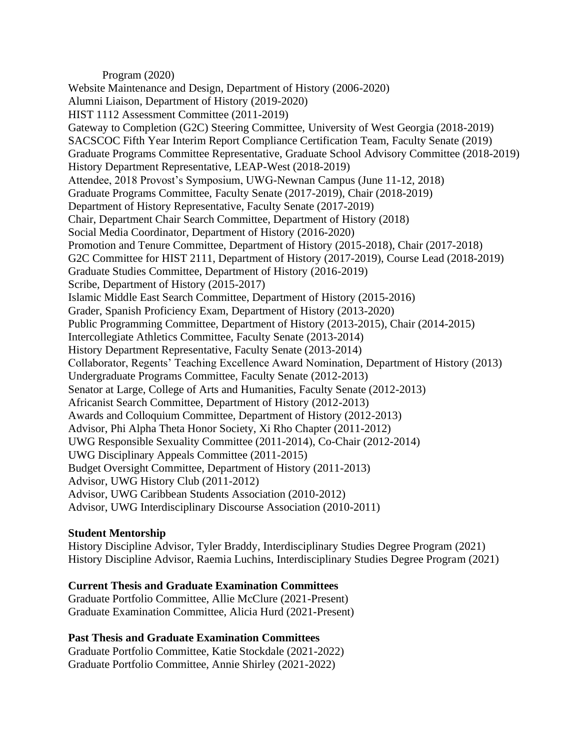Program (2020)

Website Maintenance and Design, Department of History (2006-2020)
Alumni Liaison, Department of History (2019-2020)
HIST 1112 Assessment Committee (2011-2019)
Gateway to Completion (G2C) Steering Committee, University of West Georgia (2018-2019)
SACSCOC Fifth Year Interim Report Compliance Certification Team, Faculty Senate (2019)
Graduate Programs Committee Representative, Graduate School Advisory Committee (2018-2019)
History Department Representative, LEAP-West (2018-2019)
Attendee, 2018 Provost's Symposium, UWG-Newnan Campus (June 11-12, 2018)
Graduate Programs Committee, Faculty Senate (2017-2019), Chair (2018-2019)
Department of History Representative, Faculty Senate (2017-2019)
Chair, Department Chair Search Committee, Department of History (2018)
Social Media Coordinator, Department of History (2016-2020)
Promotion and Tenure Committee, Department of History (2015-2018), Chair (2017-2018)
G2C Committee for HIST 2111, Department of History (2017-2019), Course Lead (2018-2019)
Graduate Studies Committee, Department of History (2016-2019)
Scribe, Department of History (2015-2017)
Islamic Middle East Search Committee, Department of History (2015-2016)
Grader, Spanish Proficiency Exam, Department of History (2013-2020)
Public Programming Committee, Department of History (2013-2015), Chair (2014-2015)
Intercollegiate Athletics Committee, Faculty Senate (2013-2014)
History Department Representative, Faculty Senate (2013-2014)
Collaborator, Regents' Teaching Excellence Award Nomination, Department of History (2013)
Undergraduate Programs Committee, Faculty Senate (2012-2013)
Senator at Large, College of Arts and Humanities, Faculty Senate (2012-2013)
Africanist Search Committee, Department of History (2012-2013)
Awards and Colloquium Committee, Department of History (2012-2013)
Advisor, Phi Alpha Theta Honor Society, Xi Rho Chapter (2011-2012)
UWG Responsible Sexuality Committee (2011-2014), Co-Chair (2012-2014)
UWG Disciplinary Appeals Committee (2011-2015)
Budget Oversight Committee, Department of History (2011-2013)
Advisor, UWG History Club (2011-2012)
Advisor, UWG Caribbean Students Association (2010-2012)
Advisor, UWG Interdisciplinary Discourse Association (2010-2011)

**Student Mentorship**

History Discipline Advisor, Tyler Braddy, Interdisciplinary Studies Degree Program (2021)
History Discipline Advisor, Raemia Luchins, Interdisciplinary Studies Degree Program (2021)

**Current Thesis and Graduate Examination Committees**

Graduate Portfolio Committee, Allie McClure (2021-Present)
Graduate Examination Committee, Alicia Hurd (2021-Present)

**Past Thesis and Graduate Examination Committees**

Graduate Portfolio Committee, Katie Stockdale (2021-2022)
Graduate Portfolio Committee, Annie Shirley (2021-2022)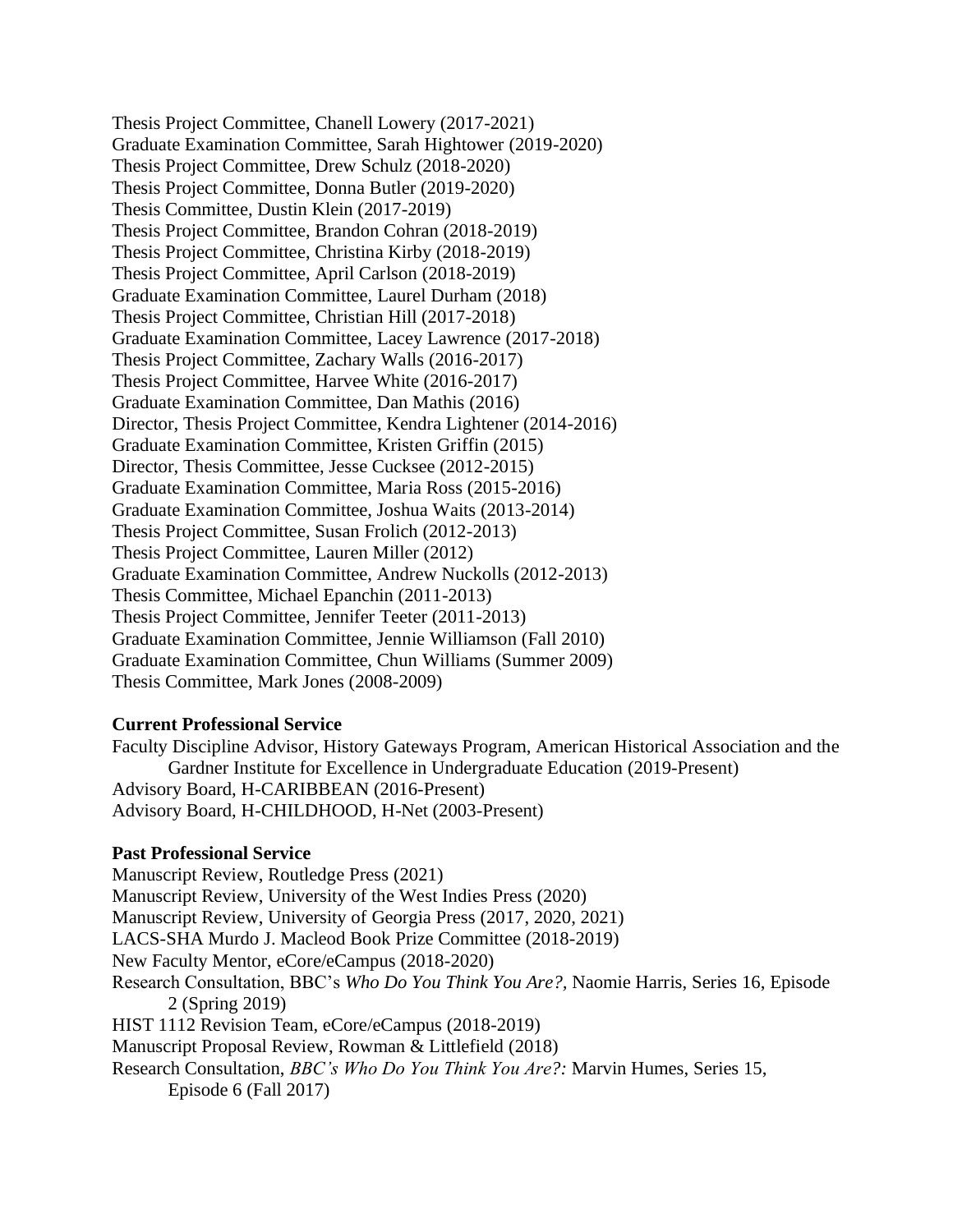Thesis Project Committee, Chanell Lowery (2017-2021)
Graduate Examination Committee, Sarah Hightower (2019-2020)
Thesis Project Committee, Drew Schulz (2018-2020)
Thesis Project Committee, Donna Butler (2019-2020)
Thesis Committee, Dustin Klein (2017-2019)
Thesis Project Committee, Brandon Cohran (2018-2019)
Thesis Project Committee, Christina Kirby (2018-2019)
Thesis Project Committee, April Carlson (2018-2019)
Graduate Examination Committee, Laurel Durham (2018)
Thesis Project Committee, Christian Hill (2017-2018)
Graduate Examination Committee, Lacey Lawrence (2017-2018)
Thesis Project Committee, Zachary Walls (2016-2017)
Thesis Project Committee, Harvee White (2016-2017)
Graduate Examination Committee, Dan Mathis (2016)
Director, Thesis Project Committee, Kendra Lightener (2014-2016)
Graduate Examination Committee, Kristen Griffin (2015)
Director, Thesis Committee, Jesse Cucksee (2012-2015)
Graduate Examination Committee, Maria Ross (2015-2016)
Graduate Examination Committee, Joshua Waits (2013-2014)
Thesis Project Committee, Susan Frolich (2012-2013)
Thesis Project Committee, Lauren Miller (2012)
Graduate Examination Committee, Andrew Nuckolls (2012-2013)
Thesis Committee, Michael Epanchin (2011-2013)
Thesis Project Committee, Jennifer Teeter (2011-2013)
Graduate Examination Committee, Jennie Williamson (Fall 2010)
Graduate Examination Committee, Chun Williams (Summer 2009)
Thesis Committee, Mark Jones (2008-2009)

**Current Professional Service**

Faculty Discipline Advisor, History Gateways Program, American Historical Association and the Gardner Institute for Excellence in Undergraduate Education (2019-Present)
Advisory Board, H-CARIBBEAN (2016-Present)
Advisory Board, H-CHILDHOOD, H-Net (2003-Present)

**Past Professional Service**

Manuscript Review, Routledge Press (2021)
Manuscript Review, University of the West Indies Press (2020)
Manuscript Review, University of Georgia Press (2017, 2020, 2021)
LACS-SHA Murdo J. Macleod Book Prize Committee (2018-2019)
New Faculty Mentor, eCore/eCampus (2018-2020)
Research Consultation, BBC's *Who Do You Think You Are?*, Naomie Harris, Series 16, Episode 2 (Spring 2019)
HIST 1112 Revision Team, eCore/eCampus (2018-2019)
Manuscript Proposal Review, Rowman & Littlefield (2018)
Research Consultation, *BBC's Who Do You Think You Are?:* Marvin Humes, Series 15, Episode 6 (Fall 2017)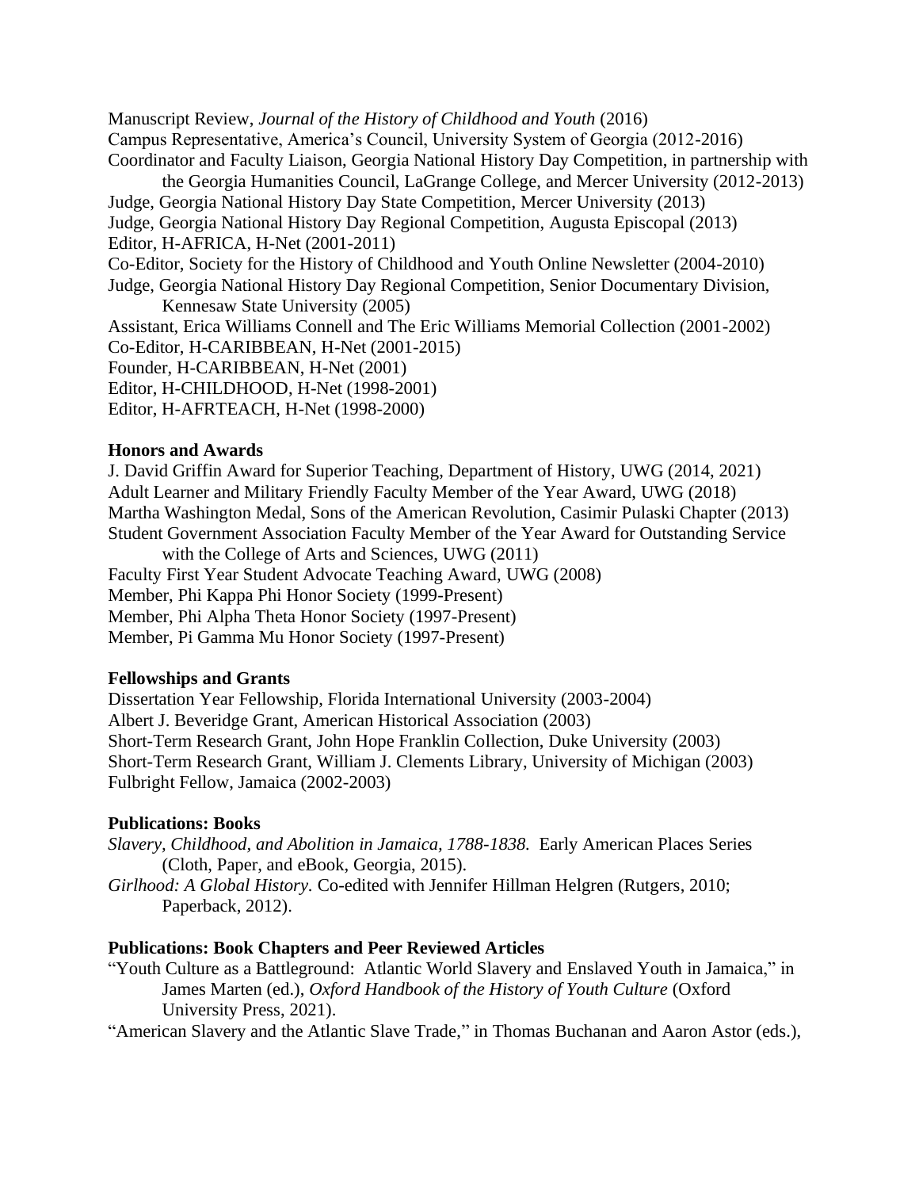Manuscript Review, *Journal of the History of Childhood and Youth* (2016)
Campus Representative, America's Council, University System of Georgia (2012-2016)
Coordinator and Faculty Liaison, Georgia National History Day Competition, in partnership with the Georgia Humanities Council, LaGrange College, and Mercer University (2012-2013)
Judge, Georgia National History Day State Competition, Mercer University (2013)
Judge, Georgia National History Day Regional Competition, Augusta Episcopal (2013)
Editor, H-AFRICA, H-Net (2001-2011)
Co-Editor, Society for the History of Childhood and Youth Online Newsletter (2004-2010)
Judge, Georgia National History Day Regional Competition, Senior Documentary Division, Kennesaw State University (2005)
Assistant, Erica Williams Connell and The Eric Williams Memorial Collection (2001-2002)
Co-Editor, H-CARIBBEAN, H-Net (2001-2015)
Founder, H-CARIBBEAN, H-Net (2001)
Editor, H-CHILDHOOD, H-Net (1998-2001)
Editor, H-AFRTEACH, H-Net (1998-2000)

**Honors and Awards**

J. David Griffin Award for Superior Teaching, Department of History, UWG (2014, 2021)
Adult Learner and Military Friendly Faculty Member of the Year Award, UWG (2018)
Martha Washington Medal, Sons of the American Revolution, Casimir Pulaski Chapter (2013)
Student Government Association Faculty Member of the Year Award for Outstanding Service with the College of Arts and Sciences, UWG (2011)
Faculty First Year Student Advocate Teaching Award, UWG (2008)
Member, Phi Kappa Phi Honor Society (1999-Present)
Member, Phi Alpha Theta Honor Society (1997-Present)
Member, Pi Gamma Mu Honor Society (1997-Present)

**Fellowships and Grants**

Dissertation Year Fellowship, Florida International University (2003-2004)
Albert J. Beveridge Grant, American Historical Association (2003)
Short-Term Research Grant, John Hope Franklin Collection, Duke University (2003)
Short-Term Research Grant, William J. Clements Library, University of Michigan (2003)
Fulbright Fellow, Jamaica (2002-2003)

**Publications: Books**

*Slavery, Childhood, and Abolition in Jamaica, 1788-1838.* Early American Places Series (Cloth, Paper, and eBook, Georgia, 2015).
*Girlhood: A Global History.* Co-edited with Jennifer Hillman Helgren (Rutgers, 2010; Paperback, 2012).

**Publications: Book Chapters and Peer Reviewed Articles**

"Youth Culture as a Battleground: Atlantic World Slavery and Enslaved Youth in Jamaica," in James Marten (ed.), *Oxford Handbook of the History of Youth Culture* (Oxford University Press, 2021).
"American Slavery and the Atlantic Slave Trade," in Thomas Buchanan and Aaron Astor (eds.),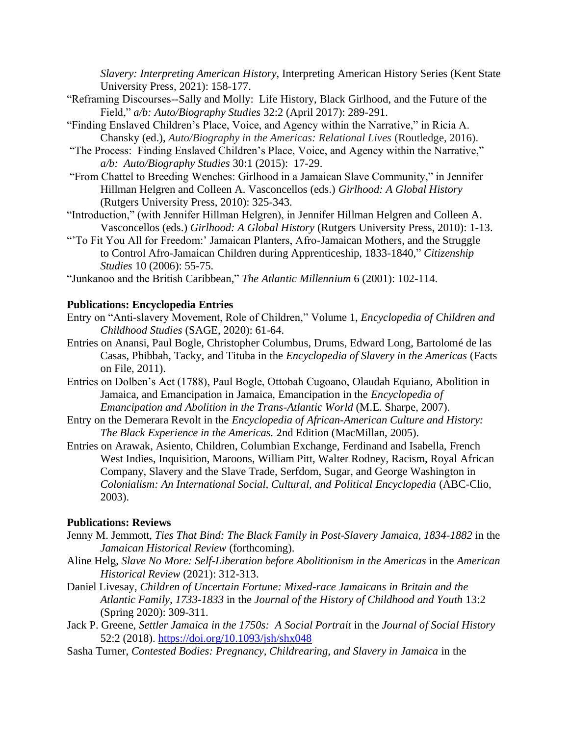*Slavery: Interpreting American History*, Interpreting American History Series (Kent State University Press, 2021): 158-177.

"Reframing Discourses--Sally and Molly: Life History, Black Girlhood, and the Future of the Field," *a/b: Auto/Biography Studies* 32:2 (April 2017): 289-291.

"Finding Enslaved Children's Place, Voice, and Agency within the Narrative," in Ricia A. Chansky (ed.), *Auto/Biography in the Americas: Relational Lives* (Routledge, 2016).

"The Process: Finding Enslaved Children's Place, Voice, and Agency within the Narrative," *a/b: Auto/Biography Studies* 30:1 (2015): 17-29.

"From Chattel to Breeding Wenches: Girlhood in a Jamaican Slave Community," in Jennifer Hillman Helgren and Colleen A. Vasconcellos (eds.) *Girlhood: A Global History* (Rutgers University Press, 2010): 325-343.

"Introduction," (with Jennifer Hillman Helgren), in Jennifer Hillman Helgren and Colleen A. Vasconcellos (eds.) *Girlhood: A Global History* (Rutgers University Press, 2010): 1-13.

"'To Fit You All for Freedom:' Jamaican Planters, Afro-Jamaican Mothers, and the Struggle to Control Afro-Jamaican Children during Apprenticeship, 1833-1840," *Citizenship Studies* 10 (2006): 55-75.

"Junkanoo and the British Caribbean," *The Atlantic Millennium* 6 (2001): 102-114.

**Publications: Encyclopedia Entries**

Entry on "Anti-slavery Movement, Role of Children," Volume 1, *Encyclopedia of Children and Childhood Studies* (SAGE, 2020): 61-64.

Entries on Anansi, Paul Bogle, Christopher Columbus, Drums, Edward Long, Bartolomé de las Casas, Phibbah, Tacky, and Tituba in the *Encyclopedia of Slavery in the Americas* (Facts on File, 2011).

Entries on Dolben's Act (1788), Paul Bogle, Ottobah Cugoano, Olaudah Equiano, Abolition in Jamaica, and Emancipation in Jamaica, Emancipation in the *Encyclopedia of Emancipation and Abolition in the Trans-Atlantic World* (M.E. Sharpe, 2007).

Entry on the Demerara Revolt in the *Encyclopedia of African-American Culture and History: The Black Experience in the Americas.* 2nd Edition (MacMillan, 2005).

Entries on Arawak, Asiento, Children, Columbian Exchange, Ferdinand and Isabella, French West Indies, Inquisition, Maroons, William Pitt, Walter Rodney, Racism, Royal African Company, Slavery and the Slave Trade, Serfdom, Sugar, and George Washington in *Colonialism: An International Social, Cultural, and Political Encyclopedia* (ABC-Clio, 2003).

**Publications: Reviews**

Jenny M. Jemmott, *Ties That Bind: The Black Family in Post-Slavery Jamaica, 1834-1882* in the *Jamaican Historical Review* (forthcoming).

Aline Helg, *Slave No More: Self-Liberation before Abolitionism in the Americas* in the *American Historical Review* (2021): 312-313.

Daniel Livesay, *Children of Uncertain Fortune: Mixed-race Jamaicans in Britain and the Atlantic Family, 1733-1833* in the *Journal of the History of Childhood and Youth* 13:2 (Spring 2020): 309-311.

Jack P. Greene, *Settler Jamaica in the 1750s: A Social Portrait* in the *Journal of Social History* 52:2 (2018). https://doi.org/10.1093/jsh/shx048

Sasha Turner, *Contested Bodies: Pregnancy, Childrearing, and Slavery in Jamaica* in the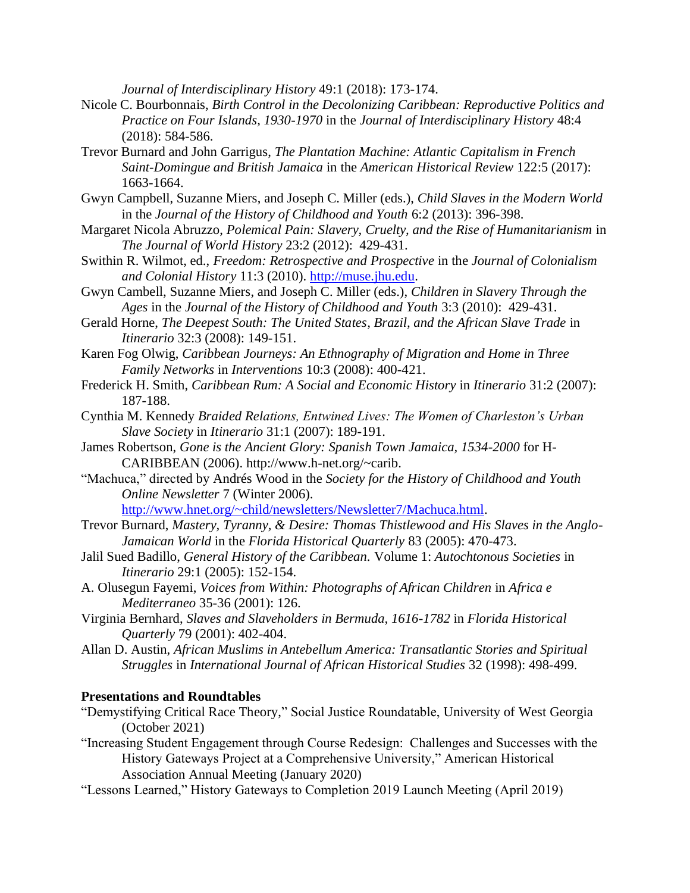*Journal of Interdisciplinary History* 49:1 (2018): 173-174.

Nicole C. Bourbonnais, *Birth Control in the Decolonizing Caribbean: Reproductive Politics and Practice on Four Islands, 1930-1970* in the *Journal of Interdisciplinary History* 48:4 (2018): 584-586.

Trevor Burnard and John Garrigus, *The Plantation Machine: Atlantic Capitalism in French Saint-Domingue and British Jamaica* in the *American Historical Review* 122:5 (2017): 1663-1664.

Gwyn Campbell, Suzanne Miers, and Joseph C. Miller (eds.), *Child Slaves in the Modern World* in the *Journal of the History of Childhood and Youth* 6:2 (2013): 396-398.

Margaret Nicola Abruzzo, *Polemical Pain: Slavery, Cruelty, and the Rise of Humanitarianism* in *The Journal of World History* 23:2 (2012): 429-431.

Swithin R. Wilmot, ed., *Freedom: Retrospective and Prospective* in the *Journal of Colonialism and Colonial History* 11:3 (2010). [http://muse.jhu.edu](http://muse.jhu.edu).

Gwyn Cambell, Suzanne Miers, and Joseph C. Miller (eds.), *Children in Slavery Through the Ages* in the *Journal of the History of Childhood and Youth* 3:3 (2010): 429-431.

Gerald Horne, *The Deepest South: The United States, Brazil, and the African Slave Trade* in *Itinerario* 32:3 (2008): 149-151.

Karen Fog Olwig, *Caribbean Journeys: An Ethnography of Migration and Home in Three Family Networks* in *Interventions* 10:3 (2008): 400-421.

Frederick H. Smith, *Caribbean Rum: A Social and Economic History* in *Itinerario* 31:2 (2007): 187-188.

Cynthia M. Kennedy *Braided Relations, Entwined Lives: The Women of Charleston's Urban Slave Society* in *Itinerario* 31:1 (2007): 189-191.

James Robertson, *Gone is the Ancient Glory: Spanish Town Jamaica, 1534-2000* for H-CARIBBEAN (2006). http://www.h-net.org/~carib.

"Machuca," directed by Andrés Wood in the *Society for the History of Childhood and Youth Online Newsletter* 7 (Winter 2006). [http://www.hnet.org/~child/newsletters/Newsletter7/Machuca.html](http://www.hnet.org/~child/newsletters/Newsletter7/Machuca.html).

Trevor Burnard, *Mastery, Tyranny, & Desire: Thomas Thistlewood and His Slaves in the Anglo-Jamaican World* in the *Florida Historical Quarterly* 83 (2005): 470-473.

Jalil Sued Badillo, *General History of the Caribbean.* Volume 1: *Autochtonous Societies* in *Itinerario* 29:1 (2005): 152-154.

A. Olusegun Fayemi, *Voices from Within: Photographs of African Children* in *Africa e Mediterraneo* 35-36 (2001): 126.

Virginia Bernhard, *Slaves and Slaveholders in Bermuda, 1616-1782* in *Florida Historical Quarterly* 79 (2001): 402-404.

Allan D. Austin, *African Muslims in Antebellum America: Transatlantic Stories and Spiritual Struggles* in *International Journal of African Historical Studies* 32 (1998): 498-499.

**Presentations and Roundtables**

"Demystifying Critical Race Theory," Social Justice Roundatable, University of West Georgia (October 2021)

"Increasing Student Engagement through Course Redesign: Challenges and Successes with the History Gateways Project at a Comprehensive University," American Historical Association Annual Meeting (January 2020)

"Lessons Learned," History Gateways to Completion 2019 Launch Meeting (April 2019)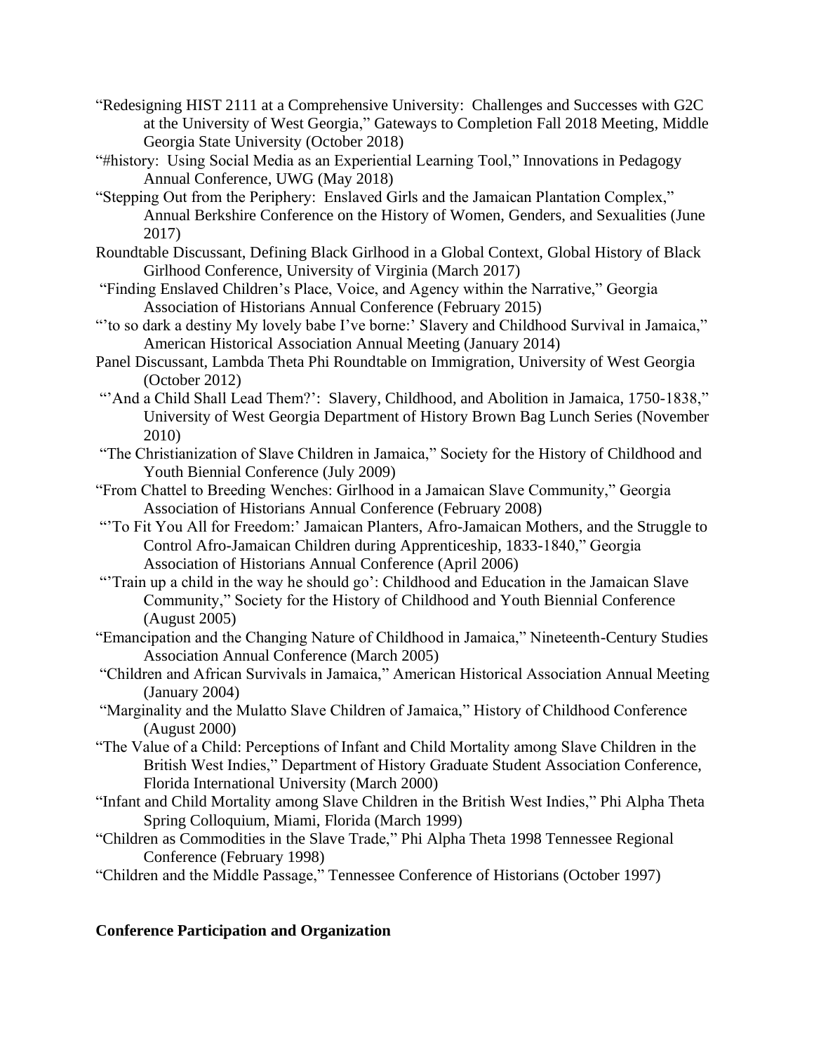"Redesigning HIST 2111 at a Comprehensive University: Challenges and Successes with G2C at the University of West Georgia," Gateways to Completion Fall 2018 Meeting, Middle Georgia State University (October 2018)

"#history: Using Social Media as an Experiential Learning Tool," Innovations in Pedagogy Annual Conference, UWG (May 2018)

"Stepping Out from the Periphery: Enslaved Girls and the Jamaican Plantation Complex," Annual Berkshire Conference on the History of Women, Genders, and Sexualities (June 2017)

Roundtable Discussant, Defining Black Girlhood in a Global Context, Global History of Black Girlhood Conference, University of Virginia (March 2017)

"Finding Enslaved Children's Place, Voice, and Agency within the Narrative," Georgia Association of Historians Annual Conference (February 2015)

"'to so dark a destiny My lovely babe I've borne:' Slavery and Childhood Survival in Jamaica," American Historical Association Annual Meeting (January 2014)

Panel Discussant, Lambda Theta Phi Roundtable on Immigration, University of West Georgia (October 2012)

"'And a Child Shall Lead Them?': Slavery, Childhood, and Abolition in Jamaica, 1750-1838," University of West Georgia Department of History Brown Bag Lunch Series (November 2010)

"The Christianization of Slave Children in Jamaica," Society for the History of Childhood and Youth Biennial Conference (July 2009)

"From Chattel to Breeding Wenches: Girlhood in a Jamaican Slave Community," Georgia Association of Historians Annual Conference (February 2008)

"'To Fit You All for Freedom:' Jamaican Planters, Afro-Jamaican Mothers, and the Struggle to Control Afro-Jamaican Children during Apprenticeship, 1833-1840," Georgia Association of Historians Annual Conference (April 2006)

"'Train up a child in the way he should go': Childhood and Education in the Jamaican Slave Community," Society for the History of Childhood and Youth Biennial Conference (August 2005)

"Emancipation and the Changing Nature of Childhood in Jamaica," Nineteenth-Century Studies Association Annual Conference (March 2005)

"Children and African Survivals in Jamaica," American Historical Association Annual Meeting (January 2004)

"Marginality and the Mulatto Slave Children of Jamaica," History of Childhood Conference (August 2000)

"The Value of a Child: Perceptions of Infant and Child Mortality among Slave Children in the British West Indies," Department of History Graduate Student Association Conference, Florida International University (March 2000)

"Infant and Child Mortality among Slave Children in the British West Indies," Phi Alpha Theta Spring Colloquium, Miami, Florida (March 1999)

"Children as Commodities in the Slave Trade," Phi Alpha Theta 1998 Tennessee Regional Conference (February 1998)

"Children and the Middle Passage," Tennessee Conference of Historians (October 1997)

**Conference Participation and Organization**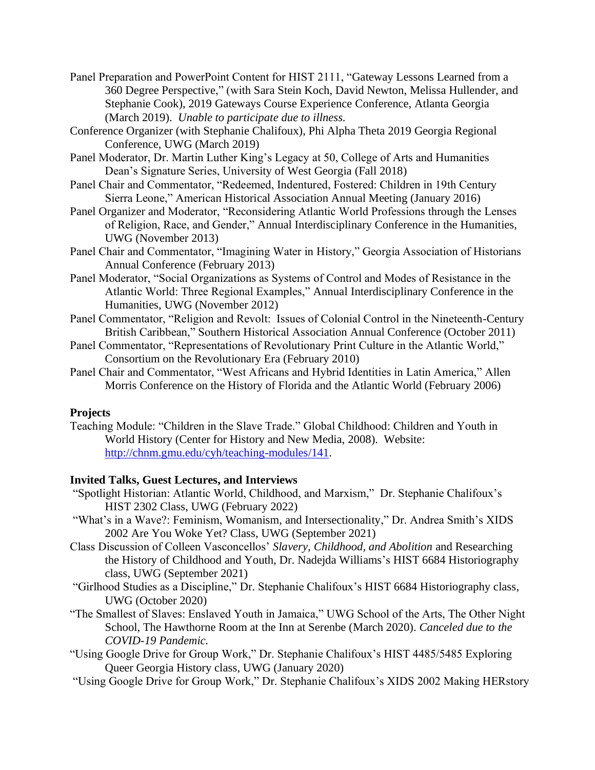Panel Preparation and PowerPoint Content for HIST 2111, "Gateway Lessons Learned from a 360 Degree Perspective," (with Sara Stein Koch, David Newton, Melissa Hullender, and Stephanie Cook), 2019 Gateways Course Experience Conference, Atlanta Georgia (March 2019). *Unable to participate due to illness.*

Conference Organizer (with Stephanie Chalifoux), Phi Alpha Theta 2019 Georgia Regional Conference, UWG (March 2019)

Panel Moderator, Dr. Martin Luther King's Legacy at 50, College of Arts and Humanities Dean's Signature Series, University of West Georgia (Fall 2018)

Panel Chair and Commentator, "Redeemed, Indentured, Fostered: Children in 19th Century Sierra Leone," American Historical Association Annual Meeting (January 2016)

Panel Organizer and Moderator, "Reconsidering Atlantic World Professions through the Lenses of Religion, Race, and Gender," Annual Interdisciplinary Conference in the Humanities, UWG (November 2013)

Panel Chair and Commentator, "Imagining Water in History," Georgia Association of Historians Annual Conference (February 2013)

Panel Moderator, "Social Organizations as Systems of Control and Modes of Resistance in the Atlantic World: Three Regional Examples," Annual Interdisciplinary Conference in the Humanities, UWG (November 2012)

Panel Commentator, "Religion and Revolt: Issues of Colonial Control in the Nineteenth-Century British Caribbean," Southern Historical Association Annual Conference (October 2011)

Panel Commentator, "Representations of Revolutionary Print Culture in the Atlantic World," Consortium on the Revolutionary Era (February 2010)

Panel Chair and Commentator, "West Africans and Hybrid Identities in Latin America," Allen Morris Conference on the History of Florida and the Atlantic World (February 2006)

**Projects**

Teaching Module: "Children in the Slave Trade." Global Childhood: Children and Youth in World History (Center for History and New Media, 2008). Website: http://chnm.gmu.edu/cyh/teaching-modules/141.

**Invited Talks, Guest Lectures, and Interviews**

"Spotlight Historian: Atlantic World, Childhood, and Marxism," Dr. Stephanie Chalifoux's HIST 2302 Class, UWG (February 2022)

"What's in a Wave?: Feminism, Womanism, and Intersectionality," Dr. Andrea Smith's XIDS 2002 Are You Woke Yet? Class, UWG (September 2021)

Class Discussion of Colleen Vasconcellos' *Slavery, Childhood, and Abolition* and Researching the History of Childhood and Youth, Dr. Nadejda Williams's HIST 6684 Historiography class, UWG (September 2021)

"Girlhood Studies as a Discipline," Dr. Stephanie Chalifoux's HIST 6684 Historiography class, UWG (October 2020)

"The Smallest of Slaves: Enslaved Youth in Jamaica," UWG School of the Arts, The Other Night School, The Hawthorne Room at the Inn at Serenbe (March 2020). *Canceled due to the COVID-19 Pandemic.*

"Using Google Drive for Group Work," Dr. Stephanie Chalifoux's HIST 4485/5485 Exploring Queer Georgia History class, UWG (January 2020)

"Using Google Drive for Group Work," Dr. Stephanie Chalifoux's XIDS 2002 Making HERstory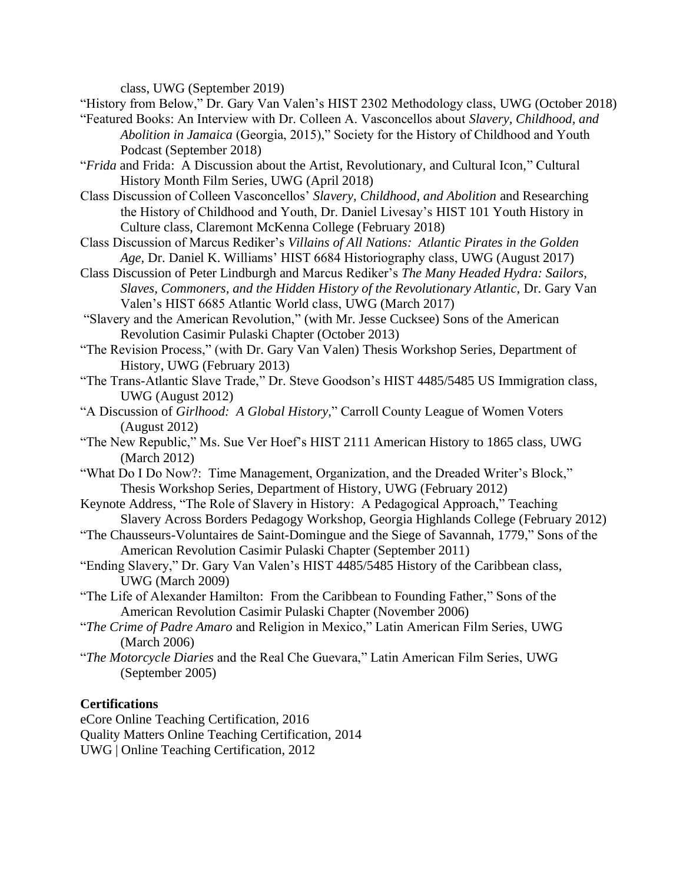class, UWG (September 2019)

"History from Below," Dr. Gary Van Valen's HIST 2302 Methodology class, UWG (October 2018)

"Featured Books: An Interview with Dr. Colleen A. Vasconcellos about *Slavery, Childhood, and Abolition in Jamaica* (Georgia, 2015)," Society for the History of Childhood and Youth Podcast (September 2018)

"*Frida* and Frida: A Discussion about the Artist, Revolutionary, and Cultural Icon," Cultural History Month Film Series, UWG (April 2018)

Class Discussion of Colleen Vasconcellos' *Slavery, Childhood, and Abolition* and Researching the History of Childhood and Youth, Dr. Daniel Livesay's HIST 101 Youth History in Culture class, Claremont McKenna College (February 2018)

Class Discussion of Marcus Rediker's *Villains of All Nations: Atlantic Pirates in the Golden Age,* Dr. Daniel K. Williams' HIST 6684 Historiography class, UWG (August 2017)

Class Discussion of Peter Lindburgh and Marcus Rediker's *The Many Headed Hydra: Sailors, Slaves, Commoners, and the Hidden History of the Revolutionary Atlantic,* Dr. Gary Van Valen's HIST 6685 Atlantic World class, UWG (March 2017)

"Slavery and the American Revolution," (with Mr. Jesse Cucksee) Sons of the American Revolution Casimir Pulaski Chapter (October 2013)

"The Revision Process," (with Dr. Gary Van Valen) Thesis Workshop Series, Department of History, UWG (February 2013)

"The Trans-Atlantic Slave Trade," Dr. Steve Goodson's HIST 4485/5485 US Immigration class, UWG (August 2012)

"A Discussion of *Girlhood: A Global History*," Carroll County League of Women Voters (August 2012)

"The New Republic," Ms. Sue Ver Hoef's HIST 2111 American History to 1865 class, UWG (March 2012)

"What Do I Do Now?: Time Management, Organization, and the Dreaded Writer's Block," Thesis Workshop Series, Department of History, UWG (February 2012)

Keynote Address, "The Role of Slavery in History: A Pedagogical Approach," Teaching Slavery Across Borders Pedagogy Workshop, Georgia Highlands College (February 2012)

"The Chausseurs-Voluntaires de Saint-Domingue and the Siege of Savannah, 1779," Sons of the American Revolution Casimir Pulaski Chapter (September 2011)

"Ending Slavery," Dr. Gary Van Valen's HIST 4485/5485 History of the Caribbean class, UWG (March 2009)

"The Life of Alexander Hamilton: From the Caribbean to Founding Father," Sons of the American Revolution Casimir Pulaski Chapter (November 2006)

"*The Crime of Padre Amaro* and Religion in Mexico," Latin American Film Series, UWG (March 2006)

"*The Motorcycle Diaries* and the Real Che Guevara," Latin American Film Series, UWG (September 2005)

**Certifications**

eCore Online Teaching Certification, 2016

Quality Matters Online Teaching Certification, 2014

UWG | Online Teaching Certification, 2012